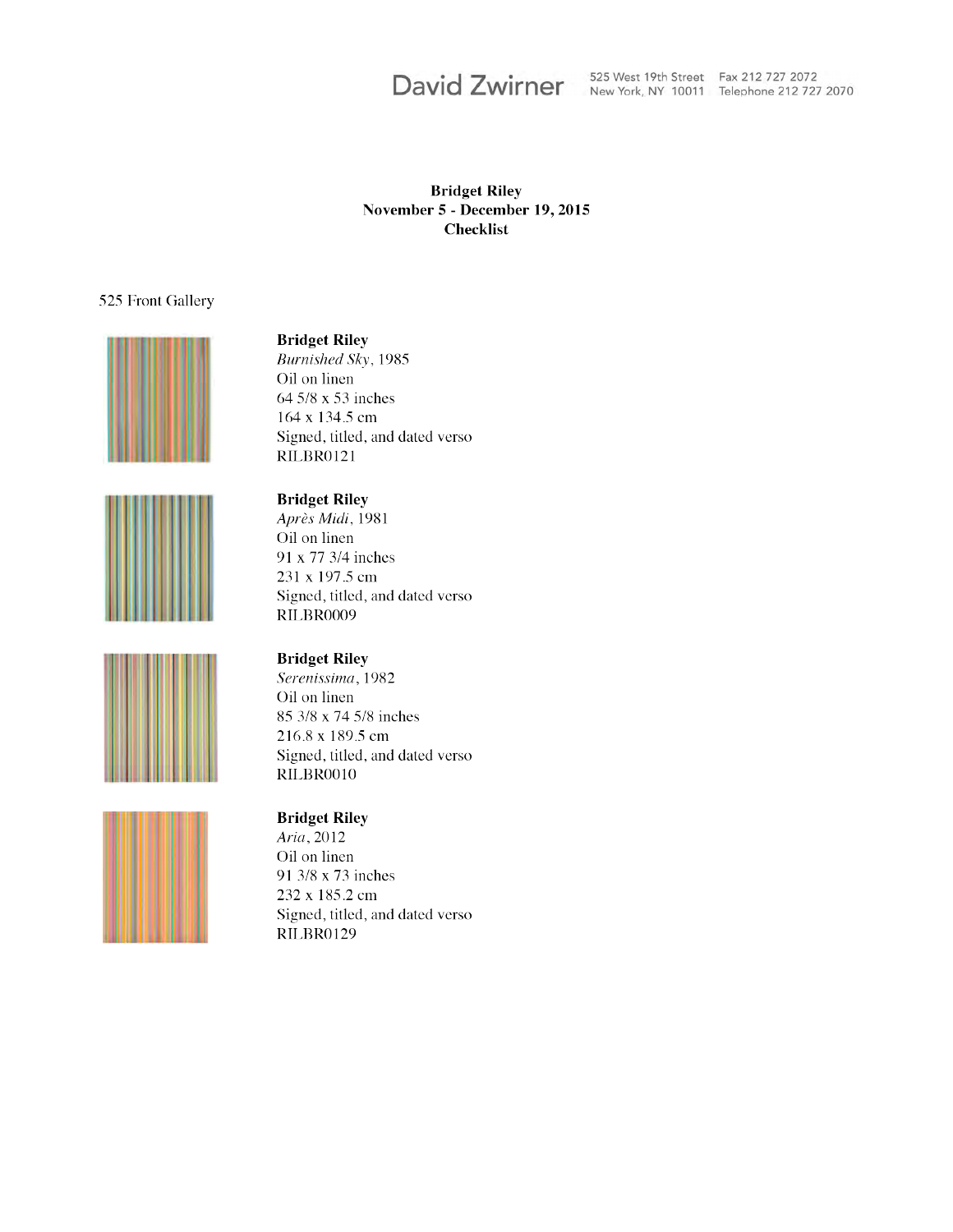David Zwirner

525 West 19th Street
New York, NY 10011

Fax 212 727 2072
Telephone 212 727 2070

**Bridget Riley**
**November 5 - December 19, 2015**
**Checklist**

525 Front Gallery

**Bridget Riley**
*Burnished Sky*, 1985
Oil on linen
64 5/8 x 53 inches
164 x 134.5 cm
Signed, titled, and dated verso
RILBR0121

**Bridget Riley**
*Après Midi*, 1981
Oil on linen
91 x 77 3/4 inches
231 x 197.5 cm
Signed, titled, and dated verso
RILBR0009

**Bridget Riley**
*Serenissima*, 1982
Oil on linen
85 3/8 x 74 5/8 inches
216.8 x 189.5 cm
Signed, titled, and dated verso
RILBR0010

**Bridget Riley**
*Aria*, 2012
Oil on linen
91 3/8 x 73 inches
232 x 185.2 cm
Signed, titled, and dated verso
RILBR0129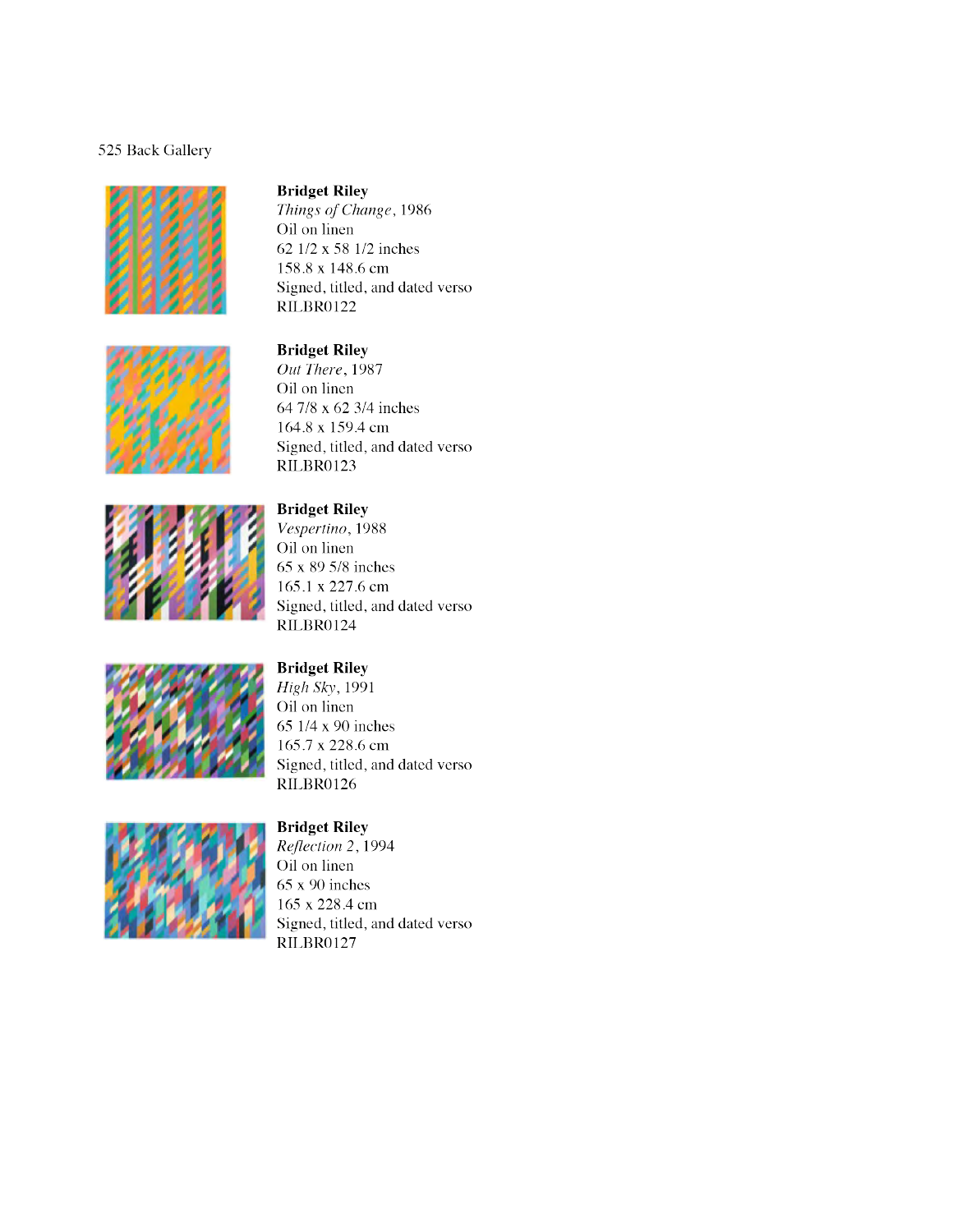525 Back Gallery

**Bridget Riley**
*Things of Change*, 1986
Oil on linen
62 1/2 x 58 1/2 inches
158.8 x 148.6 cm
Signed, titled, and dated verso
RILBR0122

**Bridget Riley**
*Out There*, 1987
Oil on linen
64 7/8 x 62 3/4 inches
164.8 x 159.4 cm
Signed, titled, and dated verso
RILBR0123

**Bridget Riley**
*Vespertino*, 1988
Oil on linen
65 x 89 5/8 inches
165.1 x 227.6 cm
Signed, titled, and dated verso
RILBR0124

**Bridget Riley**
*High Sky*, 1991
Oil on linen
65 1/4 x 90 inches
165.7 x 228.6 cm
Signed, titled, and dated verso
RILBR0126

**Bridget Riley**
*Reflection 2*, 1994
Oil on linen
65 x 90 inches
165 x 228.4 cm
Signed, titled, and dated verso
RILBR0127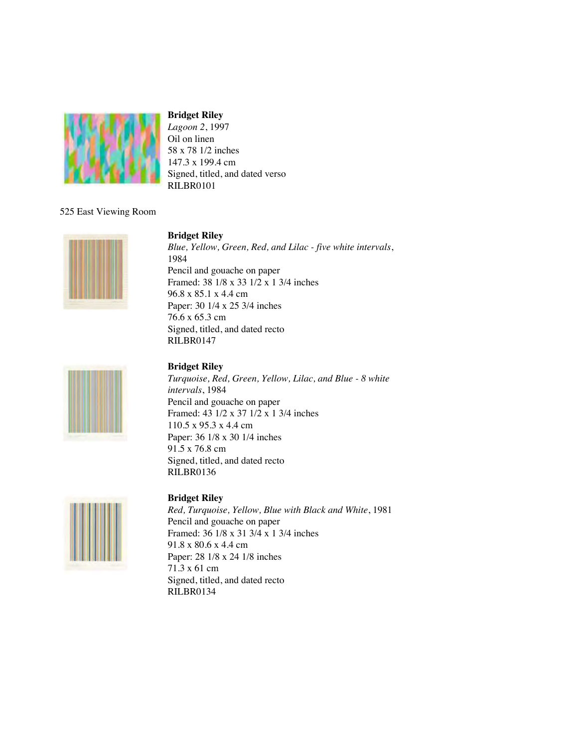**Bridget Riley**
*Lagoon 2*, 1997
Oil on linen
58 x 78 1/2 inches
147.3 x 199.4 cm
Signed, titled, and dated verso
RILBR0101

525 East Viewing Room

**Bridget Riley**
*Blue, Yellow, Green, Red, and Lilac - five white intervals*, 1984
Pencil and gouache on paper
Framed: 38 1/8 x 33 1/2 x 1 3/4 inches
96.8 x 85.1 x 4.4 cm
Paper: 30 1/4 x 25 3/4 inches
76.6 x 65.3 cm
Signed, titled, and dated recto
RILBR0147

**Bridget Riley**
*Turquoise, Red, Green, Yellow, Lilac, and Blue - 8 white intervals*, 1984
Pencil and gouache on paper
Framed: 43 1/2 x 37 1/2 x 1 3/4 inches
110.5 x 95.3 x 4.4 cm
Paper: 36 1/8 x 30 1/4 inches
91.5 x 76.8 cm
Signed, titled, and dated recto
RILBR0136

**Bridget Riley**
*Red, Turquoise, Yellow, Blue with Black and White*, 1981
Pencil and gouache on paper
Framed: 36 1/8 x 31 3/4 x 1 3/4 inches
91.8 x 80.6 x 4.4 cm
Paper: 28 1/8 x 24 1/8 inches
71.3 x 61 cm
Signed, titled, and dated recto
RILBR0134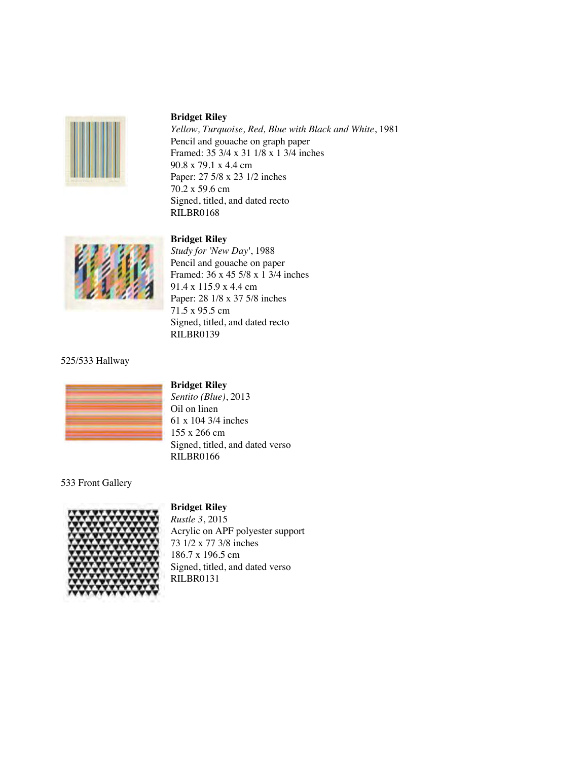**Bridget Riley**
*Yellow, Turquoise, Red, Blue with Black and White*, 1981
Pencil and gouache on graph paper
Framed: 35 3/4 x 31 1/8 x 1 3/4 inches
90.8 x 79.1 x 4.4 cm
Paper: 27 5/8 x 23 1/2 inches
70.2 x 59.6 cm
Signed, titled, and dated recto
RILBR0168

**Bridget Riley**
*Study for 'New Day'*, 1988
Pencil and gouache on paper
Framed: 36 x 45 5/8 x 1 3/4 inches
91.4 x 115.9 x 4.4 cm
Paper: 28 1/8 x 37 5/8 inches
71.5 x 95.5 cm
Signed, titled, and dated recto
RILBR0139

525/533 Hallway

**Bridget Riley**
*Sentito (Blue)*, 2013
Oil on linen
61 x 104 3/4 inches
155 x 266 cm
Signed, titled, and dated verso
RILBR0166

533 Front Gallery

**Bridget Riley**
*Rustle 3*, 2015
Acrylic on APF polyester support
73 1/2 x 77 3/8 inches
186.7 x 196.5 cm
Signed, titled, and dated verso
RILBR0131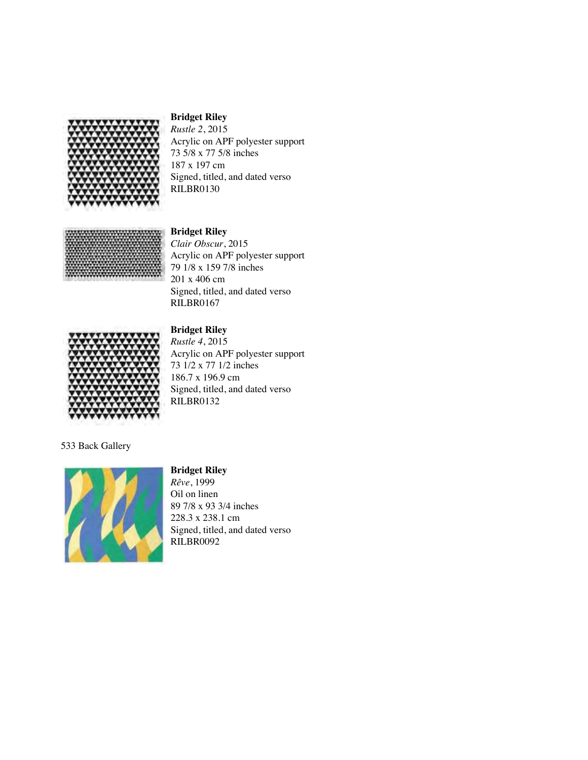**Bridget Riley**
*Rustle 2*, 2015
Acrylic on APF polyester support
73 5/8 x 77 5/8 inches
187 x 197 cm
Signed, titled, and dated verso
RILBR0130

**Bridget Riley**
*Clair Obscur*, 2015
Acrylic on APF polyester support
79 1/8 x 159 7/8 inches
201 x 406 cm
Signed, titled, and dated verso
RILBR0167

**Bridget Riley**
*Rustle 4*, 2015
Acrylic on APF polyester support
73 1/2 x 77 1/2 inches
186.7 x 196.9 cm
Signed, titled, and dated verso
RILBR0132

533 Back Gallery

**Bridget Riley**
*Rêve*, 1999
Oil on linen
89 7/8 x 93 3/4 inches
228.3 x 238.1 cm
Signed, titled, and dated verso
RILBR0092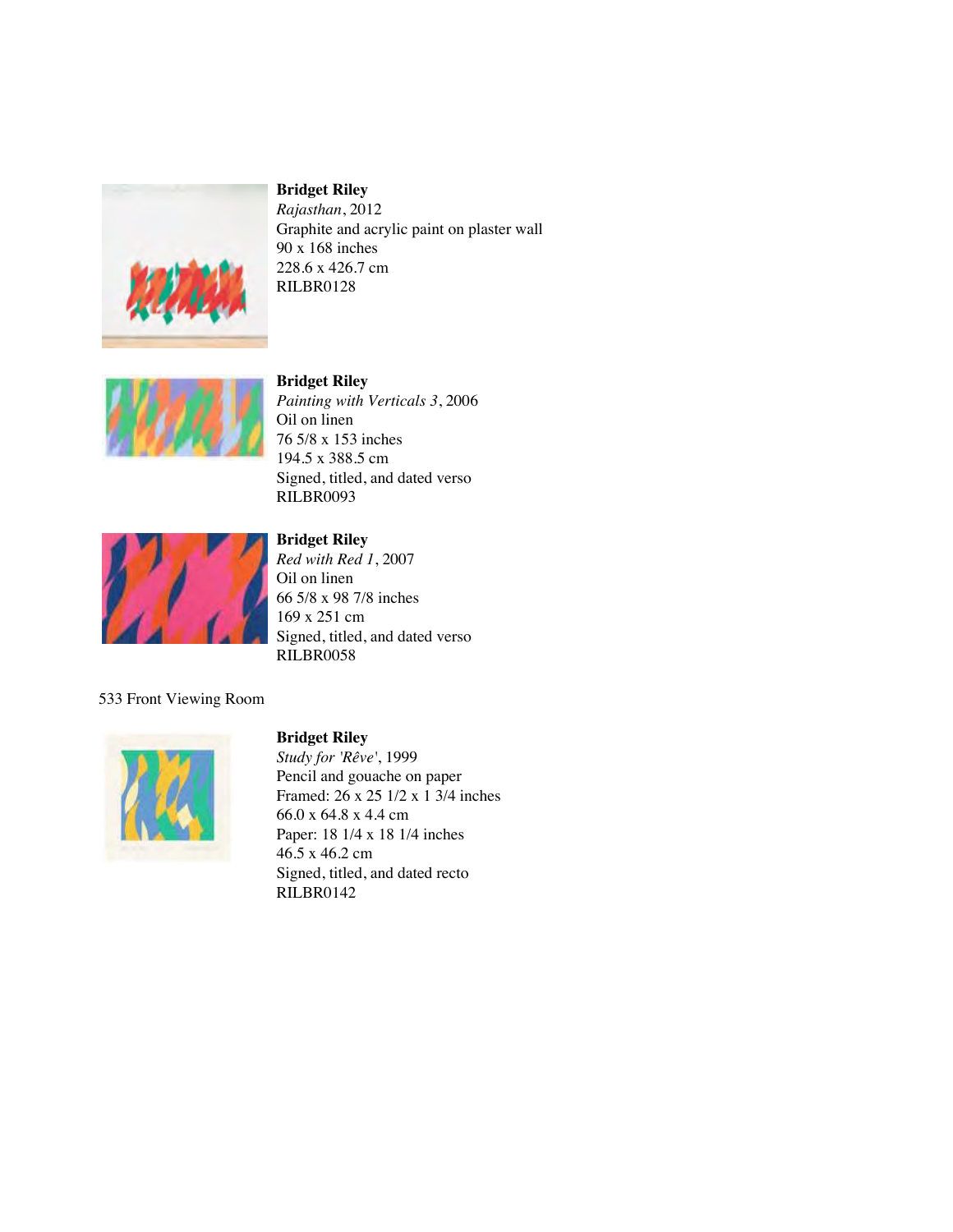**Bridget Riley**
*Rajasthan*, 2012
Graphite and acrylic paint on plaster wall
90 x 168 inches
228.6 x 426.7 cm
RILBR0128

**Bridget Riley**
*Painting with Verticals 3*, 2006
Oil on linen
76 5/8 x 153 inches
194.5 x 388.5 cm
Signed, titled, and dated verso
RILBR0093

**Bridget Riley**
*Red with Red 1*, 2007
Oil on linen
66 5/8 x 98 7/8 inches
169 x 251 cm
Signed, titled, and dated verso
RILBR0058

533 Front Viewing Room

**Bridget Riley**
*Study for 'Rêve'*, 1999
Pencil and gouache on paper
Framed: 26 x 25 1/2 x 1 3/4 inches
66.0 x 64.8 x 4.4 cm
Paper: 18 1/4 x 18 1/4 inches
46.5 x 46.2 cm
Signed, titled, and dated recto
RILBR0142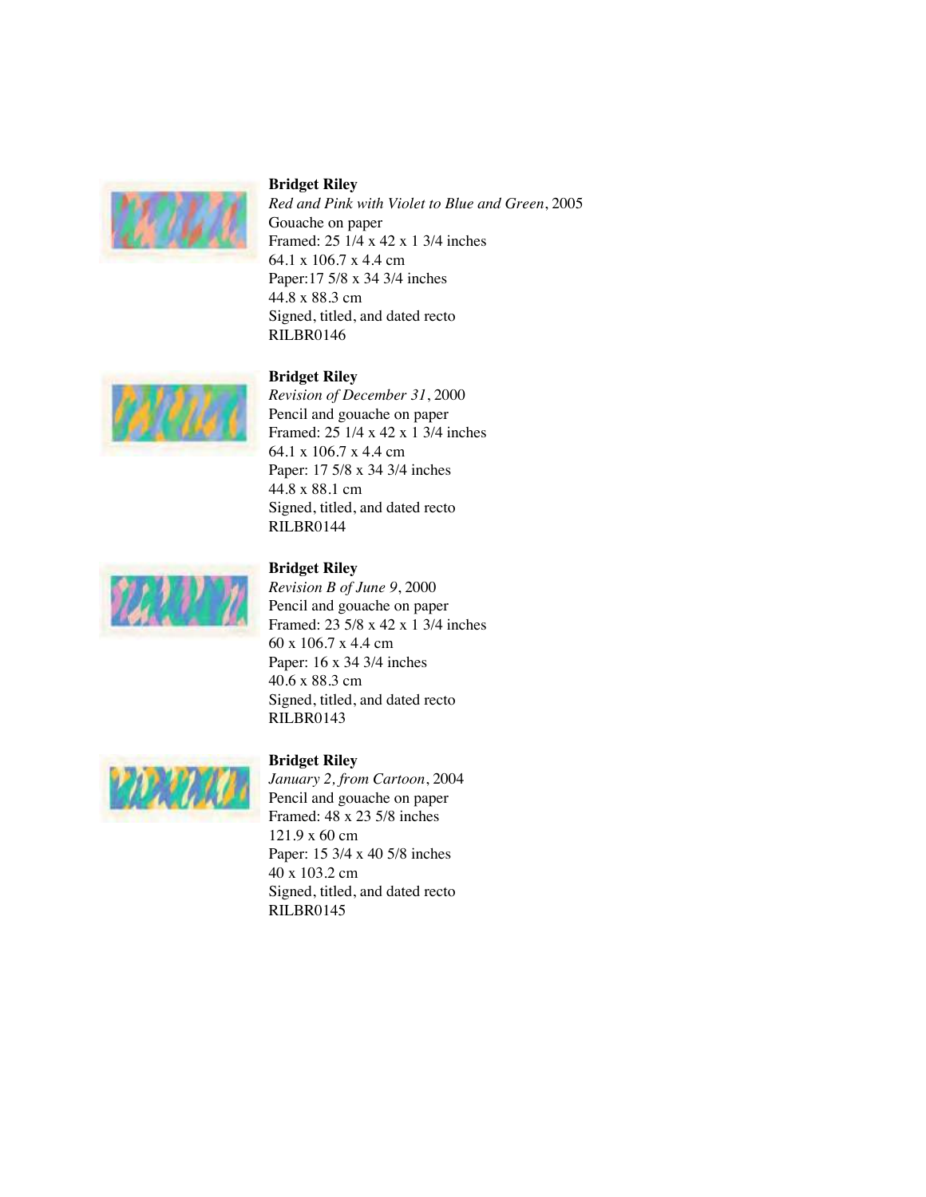**Bridget Riley**
*Red and Pink with Violet to Blue and Green*, 2005
Gouache on paper
Framed: 25 1/4 x 42 x 1 3/4 inches
64.1 x 106.7 x 4.4 cm
Paper:17 5/8 x 34 3/4 inches
44.8 x 88.3 cm
Signed, titled, and dated recto
RILBR0146

**Bridget Riley**
*Revision of December 31*, 2000
Pencil and gouache on paper
Framed: 25 1/4 x 42 x 1 3/4 inches
64.1 x 106.7 x 4.4 cm
Paper: 17 5/8 x 34 3/4 inches
44.8 x 88.1 cm
Signed, titled, and dated recto
RILBR0144

**Bridget Riley**
*Revision B of June 9*, 2000
Pencil and gouache on paper
Framed: 23 5/8 x 42 x 1 3/4 inches
60 x 106.7 x 4.4 cm
Paper: 16 x 34 3/4 inches
40.6 x 88.3 cm
Signed, titled, and dated recto
RILBR0143

**Bridget Riley**
*January 2, from Cartoon*, 2004
Pencil and gouache on paper
Framed: 48 x 23 5/8 inches
121.9 x 60 cm
Paper: 15 3/4 x 40 5/8 inches
40 x 103.2 cm
Signed, titled, and dated recto
RILBR0145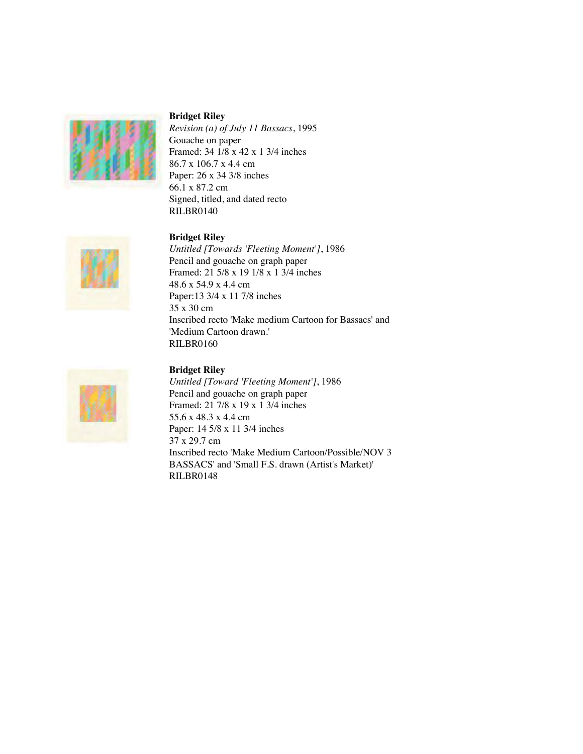**Bridget Riley**
*Revision (a) of July 11 Bassacs*, 1995
Gouache on paper
Framed: 34 1/8 x 42 x 1 3/4 inches
86.7 x 106.7 x 4.4 cm
Paper: 26 x 34 3/8 inches
66.1 x 87.2 cm
Signed, titled, and dated recto
RILBR0140

**Bridget Riley**
*Untitled [Towards 'Fleeting Moment']*, 1986
Pencil and gouache on graph paper
Framed: 21 5/8 x 19 1/8 x 1 3/4 inches
48.6 x 54.9 x 4.4 cm
Paper:13 3/4 x 11 7/8 inches
35 x 30 cm
Inscribed recto 'Make medium Cartoon for Bassacs' and 'Medium Cartoon drawn.'
RILBR0160

**Bridget Riley**
*Untitled [Toward 'Fleeting Moment']*, 1986
Pencil and gouache on graph paper
Framed: 21 7/8 x 19 x 1 3/4 inches
55.6 x 48.3 x 4.4 cm
Paper: 14 5/8 x 11 3/4 inches
37 x 29.7 cm
Inscribed recto 'Make Medium Cartoon/Possible/NOV 3 BASSACS' and 'Small F.S. drawn (Artist's Market)'
RILBR0148